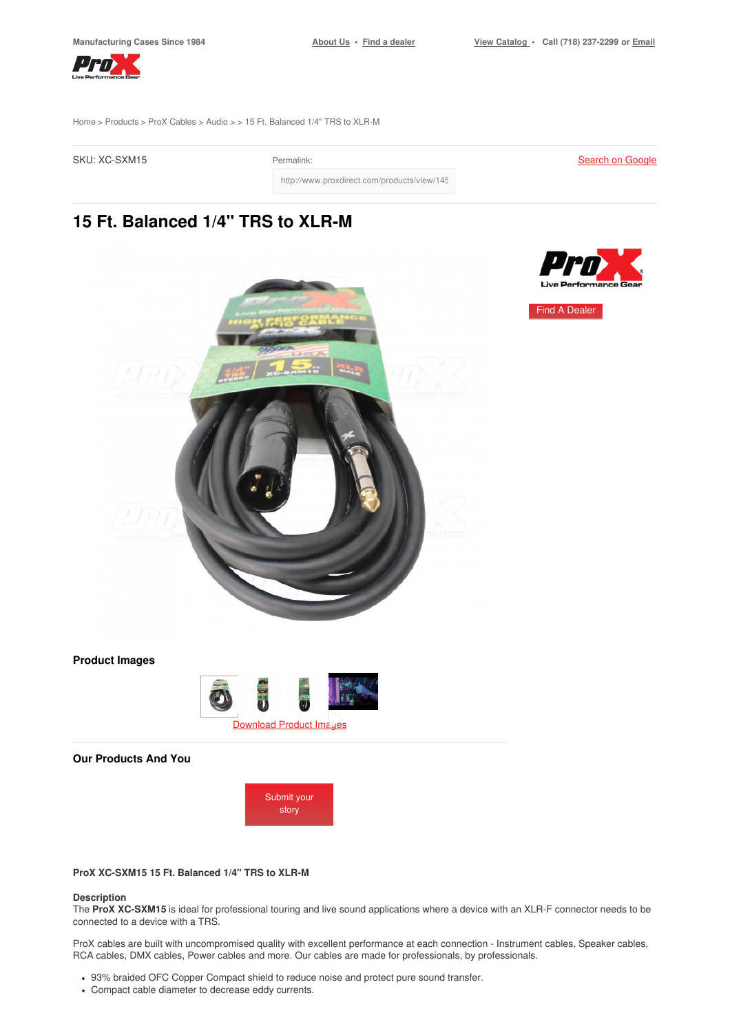Manufacturing Cases Since 1984

About Us • Find a dealer

View Catalog • Call (718) 237-2299 or Email

Home > Products > ProX Cables > Audio > > 15 Ft. Balanced 1/4" TRS to XLR-M

SKU: XC-SXM15

Permalink:

http://www.proxdirect.com/products/view/145

Search on Google

# 15 Ft. Balanced 1/4" TRS to XLR-M

Find A Dealer

### Product Images

Download Product Images

### Our Products And You

Submit your story

**ProX XC-SXM15 15 Ft. Balanced 1/4" TRS to XLR-M**

**Description**

The **ProX XC-SXM15** is ideal for professional touring and live sound applications where a device with an XLR-F connector needs to be connected to a device with a TRS.

ProX cables are built with uncompromised quality with excellent performance at each connection - Instrument cables, Speaker cables, RCA cables, DMX cables, Power cables and more. Our cables are made for professionals, by professionals.

- 93% braided OFC Copper Compact shield to reduce noise and protect pure sound transfer.
- Compact cable diameter to decrease eddy currents.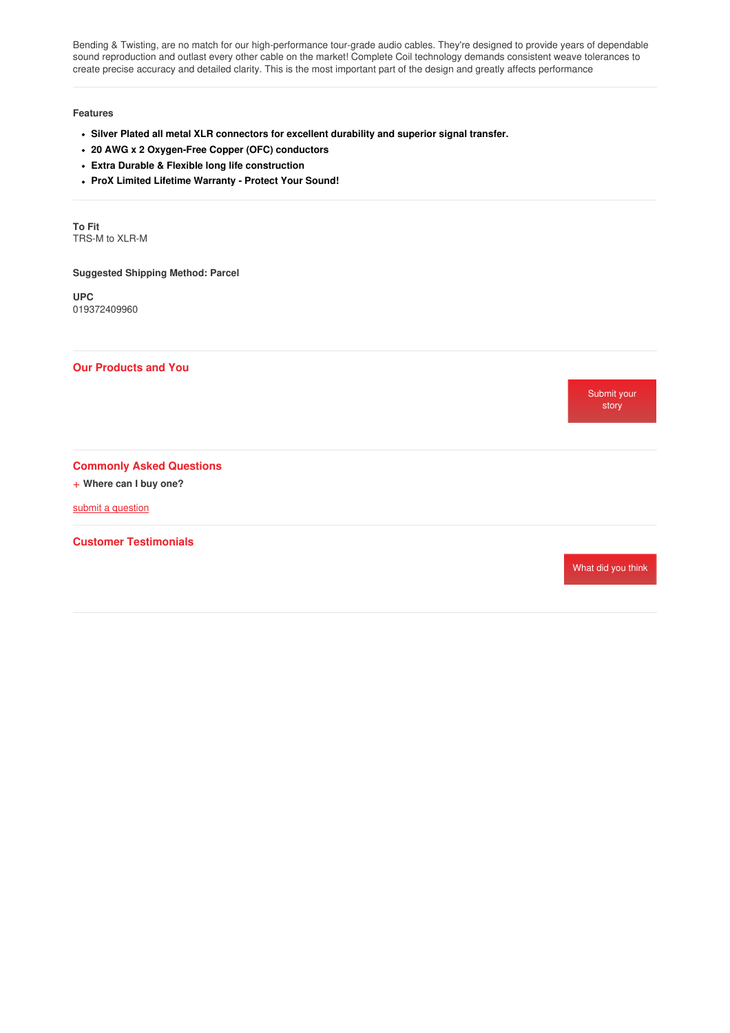Bending & Twisting, are no match for our high-performance tour-grade audio cables. They're designed to provide years of dependable sound reproduction and outlast every other cable on the market! Complete Coil technology demands consistent weave tolerances to create precise accuracy and detailed clarity. This is the most important part of the design and greatly affects performance

---

**Features**

- **Silver Plated all metal XLR connectors for excellent durability and superior signal transfer.**
- **20 AWG x 2 Oxygen-Free Copper (OFC) conductors**
- **Extra Durable & Flexible long life construction**
- **ProX Limited Lifetime Warranty - Protect Your Sound!**

---

**To Fit**
TRS-M to XLR-M

**Suggested Shipping Method: Parcel**

**UPC**
019372409960

---

## Our Products and You

Submit your story

---

## Commonly Asked Questions

+ **Where can I buy one?**

submit a question

---

## Customer Testimonials

What did you think